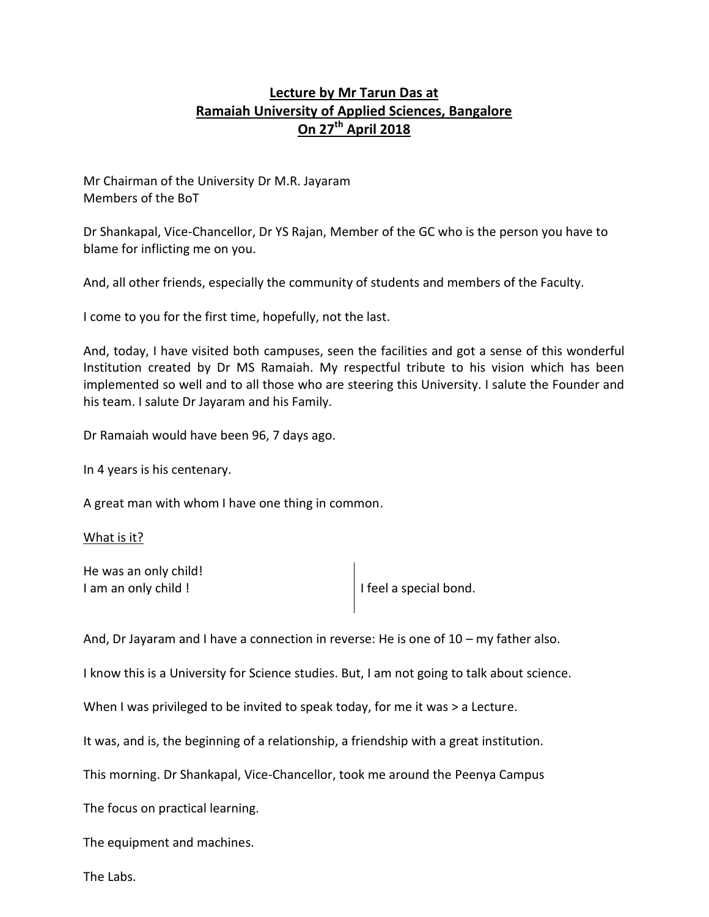# Lecture by Mr Tarun Das at Ramaiah University of Applied Sciences, Bangalore On 27th April 2018

Mr Chairman of the University Dr M.R. Jayaram
Members of the BoT

Dr Shankapal, Vice-Chancellor, Dr YS Rajan, Member of the GC who is the person you have to blame for inflicting me on you.

And, all other friends, especially the community of students and members of the Faculty.

I come to you for the first time, hopefully, not the last.

And, today, I have visited both campuses, seen the facilities and got a sense of this wonderful Institution created by Dr MS Ramaiah. My respectful tribute to his vision which has been implemented so well and to all those who are steering this University. I salute the Founder and his team. I salute Dr Jayaram and his Family.

Dr Ramaiah would have been 96, 7 days ago.

In 4 years is his centenary.

A great man with whom I have one thing in common.

What is it?

He was an only child!
I am an only child ! | I feel a special bond.

And, Dr Jayaram and I have a connection in reverse: He is one of 10 – my father also.

I know this is a University for Science studies. But, I am not going to talk about science.

When I was privileged to be invited to speak today, for me it was > a Lecture.

It was, and is, the beginning of a relationship, a friendship with a great institution.

This morning. Dr Shankapal, Vice-Chancellor, took me around the Peenya Campus

The focus on practical learning.

The equipment and machines.

The Labs.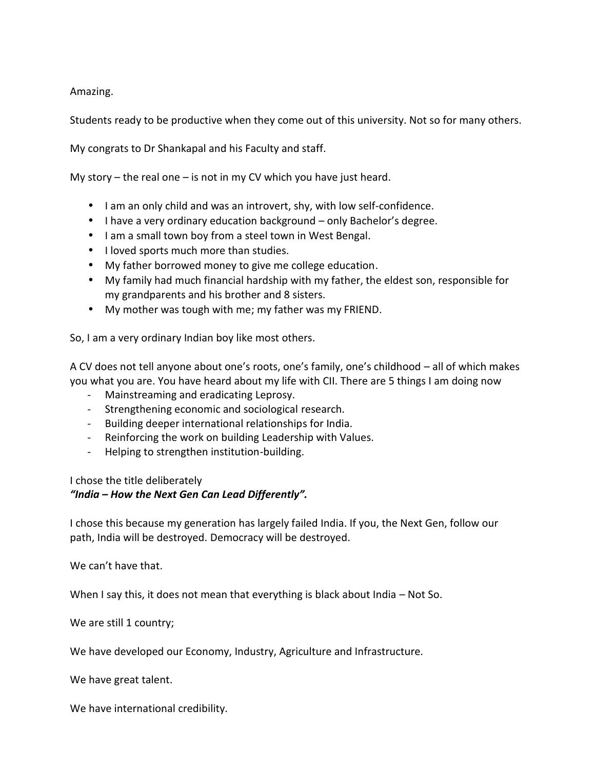Amazing.

Students ready to be productive when they come out of this university. Not so for many others.

My congrats to Dr Shankapal and his Faculty and staff.

My story – the real one – is not in my CV which you have just heard.

- I am an only child and was an introvert, shy, with low self-confidence.
- I have a very ordinary education background – only Bachelor's degree.
- I am a small town boy from a steel town in West Bengal.
- I loved sports much more than studies.
- My father borrowed money to give me college education.
- My family had much financial hardship with my father, the eldest son, responsible for my grandparents and his brother and 8 sisters.
- My mother was tough with me; my father was my FRIEND.

So, I am a very ordinary Indian boy like most others.

A CV does not tell anyone about one's roots, one's family, one's childhood – all of which makes you what you are. You have heard about my life with CII. There are 5 things I am doing now

- Mainstreaming and eradicating Leprosy.
- Strengthening economic and sociological research.
- Building deeper international relationships for India.
- Reinforcing the work on building Leadership with Values.
- Helping to strengthen institution-building.

I chose the title deliberately
***"India – How the Next Gen Can Lead Differently".***

I chose this because my generation has largely failed India. If you, the Next Gen, follow our path, India will be destroyed. Democracy will be destroyed.

We can't have that.

When I say this, it does not mean that everything is black about India – Not So.

We are still 1 country;

We have developed our Economy, Industry, Agriculture and Infrastructure.

We have great talent.

We have international credibility.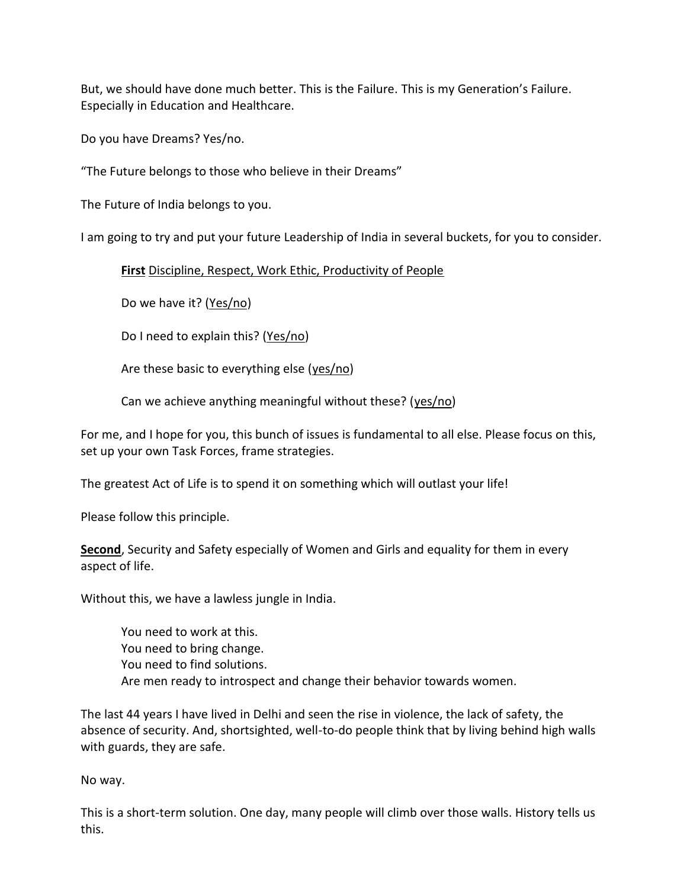But, we should have done much better. This is the Failure. This is my Generation's Failure. Especially in Education and Healthcare.

Do you have Dreams? Yes/no.

"The Future belongs to those who believe in their Dreams"

The Future of India belongs to you.

I am going to try and put your future Leadership of India in several buckets, for you to consider.

> <u>**First** Discipline, Respect, Work Ethic, Productivity of People</u>
>
> Do we have it? (<u>Yes/no</u>)
>
> Do I need to explain this? (<u>Yes/no</u>)
>
> Are these basic to everything else (<u>yes/no</u>)
>
> Can we achieve anything meaningful without these? (<u>yes/no</u>)

For me, and I hope for you, this bunch of issues is fundamental to all else. Please focus on this, set up your own Task Forces, frame strategies.

The greatest Act of Life is to spend it on something which will outlast your life!

Please follow this principle.

<u>**Second**</u>, Security and Safety especially of Women and Girls and equality for them in every aspect of life.

Without this, we have a lawless jungle in India.

> You need to work at this.
> You need to bring change.
> You need to find solutions.
> Are men ready to introspect and change their behavior towards women.

The last 44 years I have lived in Delhi and seen the rise in violence, the lack of safety, the absence of security. And, shortsighted, well-to-do people think that by living behind high walls with guards, they are safe.

No way.

This is a short-term solution. One day, many people will climb over those walls. History tells us this.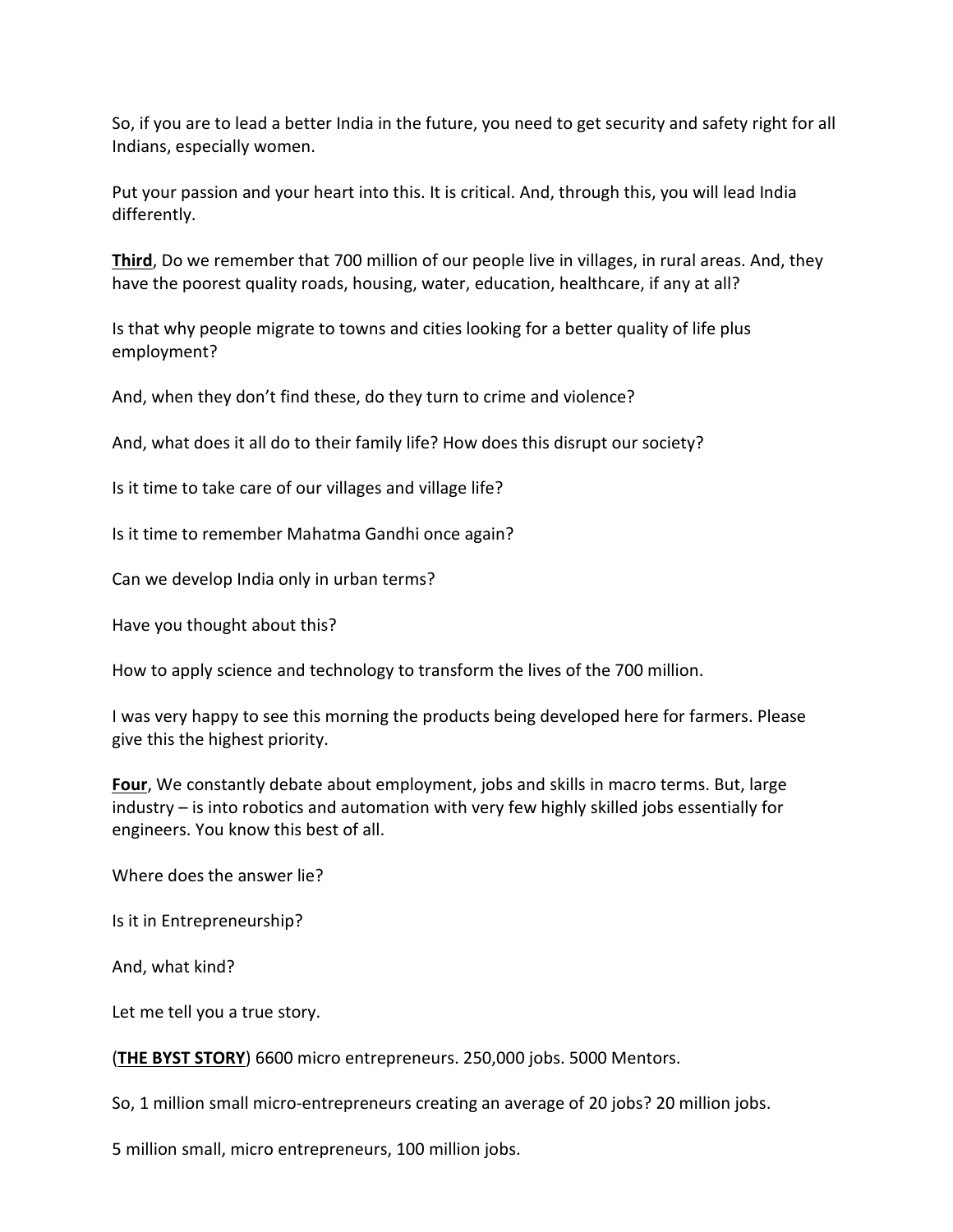So, if you are to lead a better India in the future, you need to get security and safety right for all Indians, especially women.

Put your passion and your heart into this. It is critical. And, through this, you will lead India differently.

**Third**, Do we remember that 700 million of our people live in villages, in rural areas. And, they have the poorest quality roads, housing, water, education, healthcare, if any at all?

Is that why people migrate to towns and cities looking for a better quality of life plus employment?

And, when they don't find these, do they turn to crime and violence?

And, what does it all do to their family life? How does this disrupt our society?

Is it time to take care of our villages and village life?

Is it time to remember Mahatma Gandhi once again?

Can we develop India only in urban terms?

Have you thought about this?

How to apply science and technology to transform the lives of the 700 million.

I was very happy to see this morning the products being developed here for farmers. Please give this the highest priority.

**Four**, We constantly debate about employment, jobs and skills in macro terms. But, large industry – is into robotics and automation with very few highly skilled jobs essentially for engineers. You know this best of all.

Where does the answer lie?

Is it in Entrepreneurship?

And, what kind?

Let me tell you a true story.

(**THE BYST STORY**) 6600 micro entrepreneurs. 250,000 jobs. 5000 Mentors.

So, 1 million small micro-entrepreneurs creating an average of 20 jobs? 20 million jobs.

5 million small, micro entrepreneurs, 100 million jobs.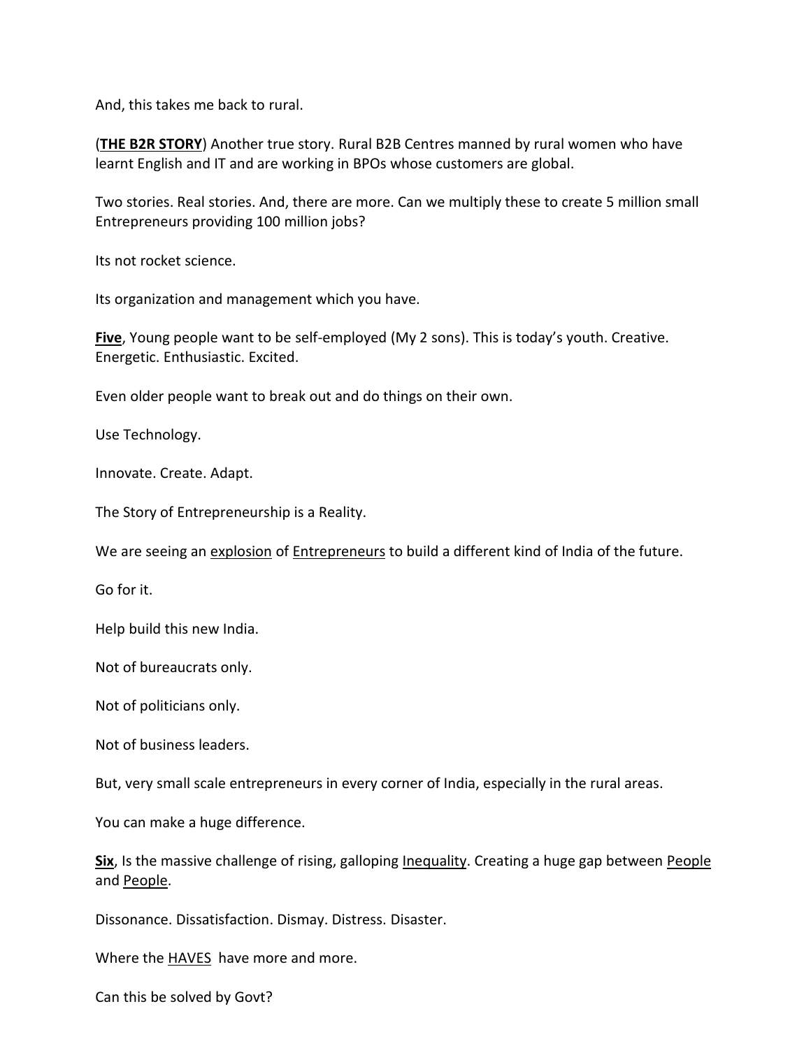And, this takes me back to rural.

(**THE B2R STORY**) Another true story. Rural B2B Centres manned by rural women who have learnt English and IT and are working in BPOs whose customers are global.

Two stories. Real stories. And, there are more. Can we multiply these to create 5 million small Entrepreneurs providing 100 million jobs?

Its not rocket science.

Its organization and management which you have.

**Five**, Young people want to be self-employed (My 2 sons). This is today's youth. Creative. Energetic. Enthusiastic. Excited.

Even older people want to break out and do things on their own.

Use Technology.

Innovate. Create. Adapt.

The Story of Entrepreneurship is a Reality.

We are seeing an explosion of Entrepreneurs to build a different kind of India of the future.

Go for it.

Help build this new India.

Not of bureaucrats only.

Not of politicians only.

Not of business leaders.

But, very small scale entrepreneurs in every corner of India, especially in the rural areas.

You can make a huge difference.

**Six**, Is the massive challenge of rising, galloping Inequality. Creating a huge gap between People and People.

Dissonance. Dissatisfaction. Dismay. Distress. Disaster.

Where the HAVES have more and more.

Can this be solved by Govt?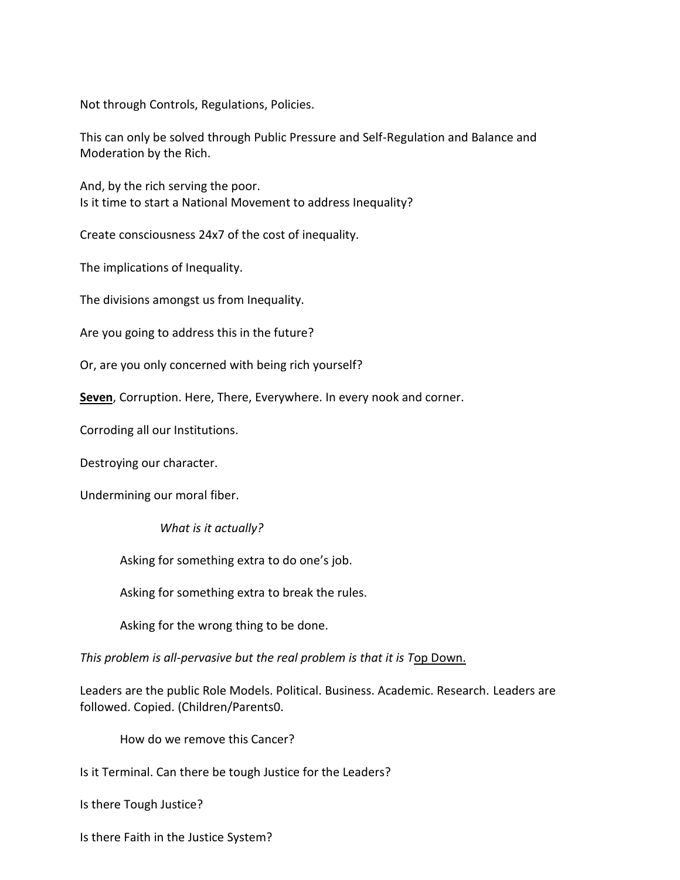Not through Controls, Regulations, Policies.

This can only be solved through Public Pressure and Self-Regulation and Balance and Moderation by the Rich.

And, by the rich serving the poor.
Is it time to start a National Movement to address Inequality?

Create consciousness 24x7 of the cost of inequality.

The implications of Inequality.

The divisions amongst us from Inequality.

Are you going to address this in the future?

Or, are you only concerned with being rich yourself?

**<u>Seven</u>**, Corruption. Here, There, Everywhere. In every nook and corner.

Corroding all our Institutions.

Destroying our character.

Undermining our moral fiber.

*What is it actually?*

Asking for something extra to do one's job.

Asking for something extra to break the rules.

Asking for the wrong thing to be done.

*This problem is all-pervasive but the real problem is that it is T*<u>op Down.</u>

Leaders are the public Role Models. Political. Business. Academic. Research. Leaders are followed. Copied. (Children/Parents0.

How do we remove this Cancer?

Is it Terminal. Can there be tough Justice for the Leaders?

Is there Tough Justice?

Is there Faith in the Justice System?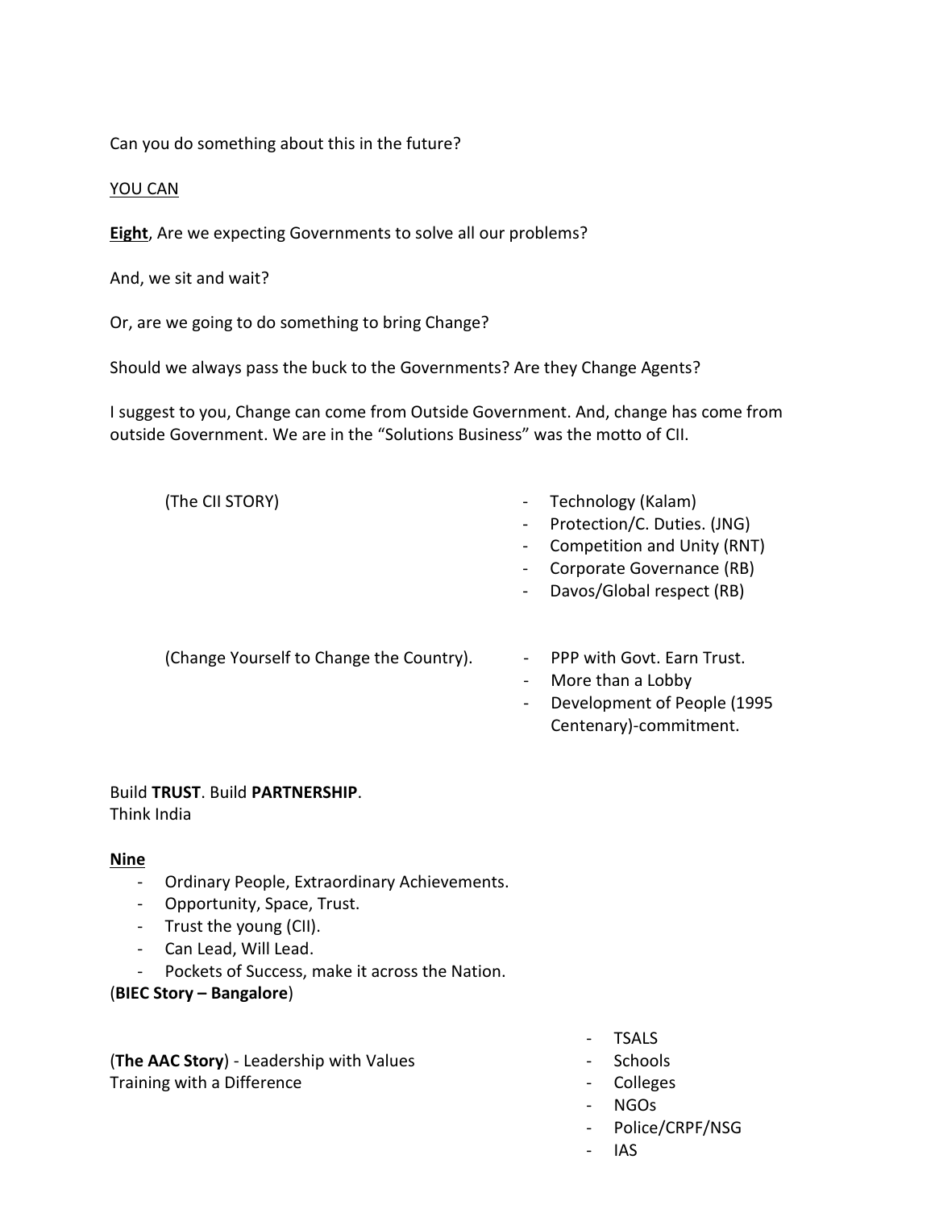Can you do something about this in the future?

<u>YOU CAN</u>

**<u>Eight</u>**, Are we expecting Governments to solve all our problems?

And, we sit and wait?

Or, are we going to do something to bring Change?

Should we always pass the buck to the Governments? Are they Change Agents?

I suggest to you, Change can come from Outside Government. And, change has come from outside Government. We are in the "Solutions Business" was the motto of CII.

(The CII STORY)

- Technology (Kalam)
- Protection/C. Duties. (JNG)
- Competition and Unity (RNT)
- Corporate Governance (RB)
- Davos/Global respect (RB)

(Change Yourself to Change the Country).

- PPP with Govt. Earn Trust.
- More than a Lobby
- Development of People (1995 Centenary)-commitment.

Build **TRUST**. Build **PARTNERSHIP**.
Think India

**<u>Nine</u>**

- Ordinary People, Extraordinary Achievements.
- Opportunity, Space, Trust.
- Trust the young (CII).
- Can Lead, Will Lead.
- Pockets of Success, make it across the Nation.

(**BIEC Story – Bangalore**)

(**The AAC Story**) - Leadership with Values
Training with a Difference

- TSALS
- Schools
- Colleges
- NGOs
- Police/CRPF/NSG
- IAS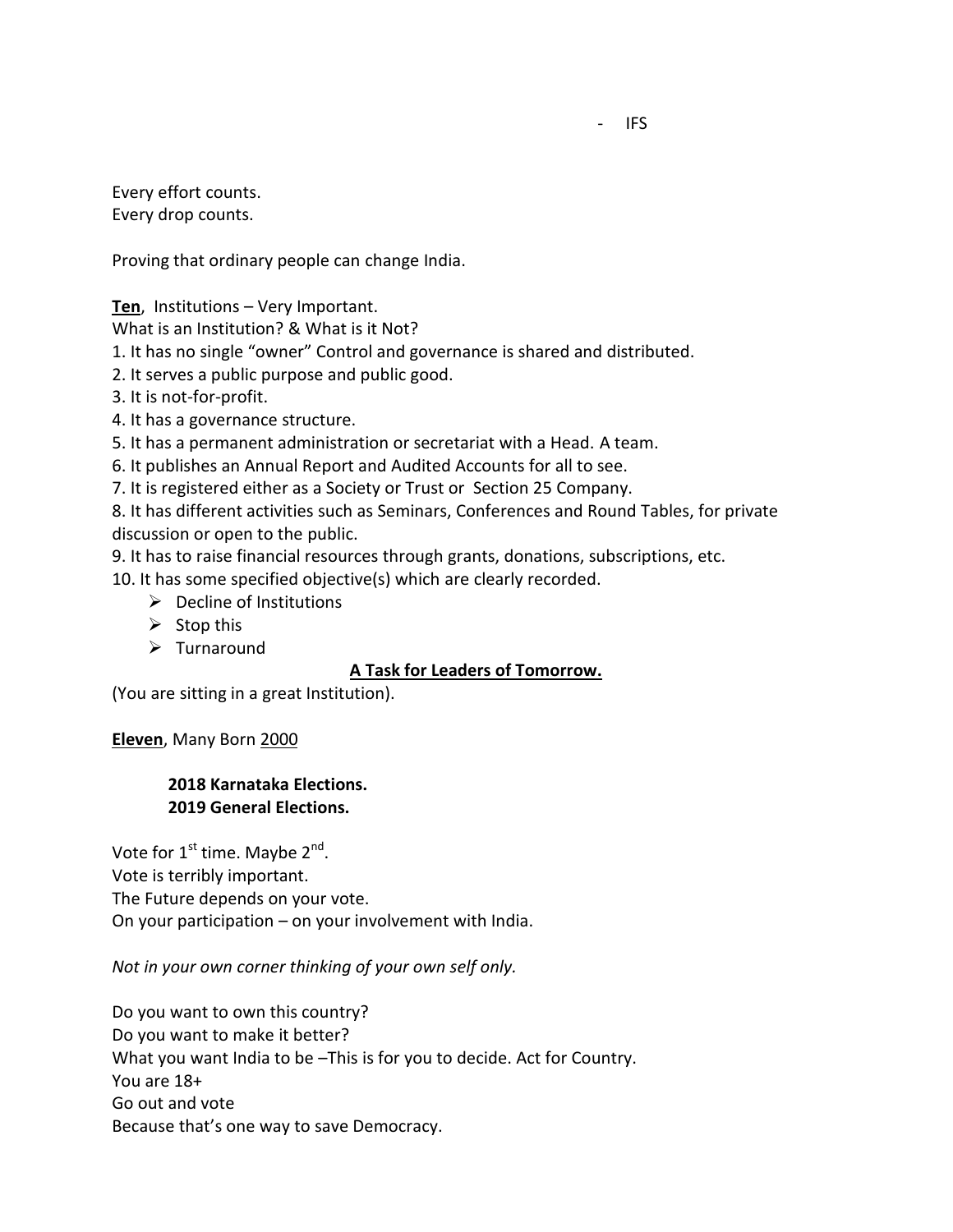- IFS

Every effort counts.
Every drop counts.

Proving that ordinary people can change India.

**<u>Ten</u>**, Institutions – Very Important.
What is an Institution? & What is it Not?

1. It has no single "owner" Control and governance is shared and distributed.
2. It serves a public purpose and public good.
3. It is not-for-profit.
4. It has a governance structure.
5. It has a permanent administration or secretariat with a Head. A team.
6. It publishes an Annual Report and Audited Accounts for all to see.
7. It is registered either as a Society or Trust or Section 25 Company.
8. It has different activities such as Seminars, Conferences and Round Tables, for private discussion or open to the public.
9. It has to raise financial resources through grants, donations, subscriptions, etc.
10. It has some specified objective(s) which are clearly recorded.
    - Decline of Institutions
    - Stop this
    - Turnaround

**<u>A Task for Leaders of Tomorrow.</u>**

(You are sitting in a great Institution).

**<u>Eleven</u>**, Many Born <u>2000</u>

**2018 Karnataka Elections.**
**2019 General Elections.**

Vote for 1st time. Maybe 2nd.
Vote is terribly important.
The Future depends on your vote.
On your participation – on your involvement with India.

*Not in your own corner thinking of your own self only.*

Do you want to own this country?
Do you want to make it better?
What you want India to be –This is for you to decide. Act for Country.
You are 18+
Go out and vote
Because that's one way to save Democracy.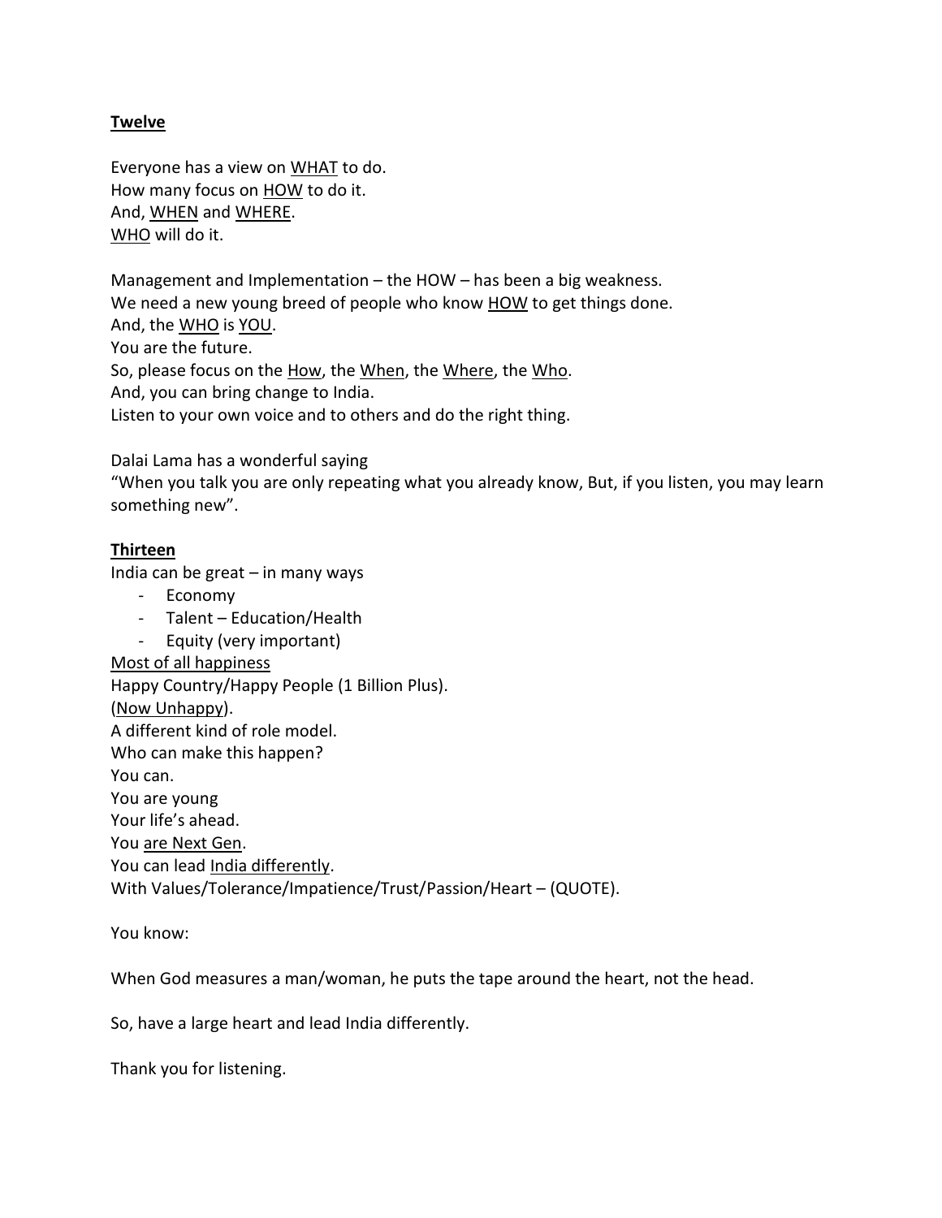**Twelve**

Everyone has a view on <u>WHAT</u> to do.
How many focus on <u>HOW</u> to do it.
And, <u>WHEN</u> and <u>WHERE</u>.
<u>WHO</u> will do it.

Management and Implementation – the HOW – has been a big weakness.
We need a new young breed of people who know <u>HOW</u> to get things done.
And, the <u>WHO</u> is <u>YOU</u>.
You are the future.
So, please focus on the <u>How</u>, the <u>When</u>, the <u>Where</u>, the <u>Who</u>.
And, you can bring change to India.
Listen to your own voice and to others and do the right thing.

Dalai Lama has a wonderful saying
"When you talk you are only repeating what you already know, But, if you listen, you may learn something new".

**Thirteen**

India can be great – in many ways

- Economy
- Talent – Education/Health
- Equity (very important)

<u>Most of all happiness</u>
Happy Country/Happy People (1 Billion Plus).
(<u>Now Unhappy</u>).
A different kind of role model.
Who can make this happen?
You can.
You are young
Your life's ahead.
You <u>are Next Gen</u>.
You can lead <u>India differently</u>.
With Values/Tolerance/Impatience/Trust/Passion/Heart – (QUOTE).

You know:

When God measures a man/woman, he puts the tape around the heart, not the head.

So, have a large heart and lead India differently.

Thank you for listening.